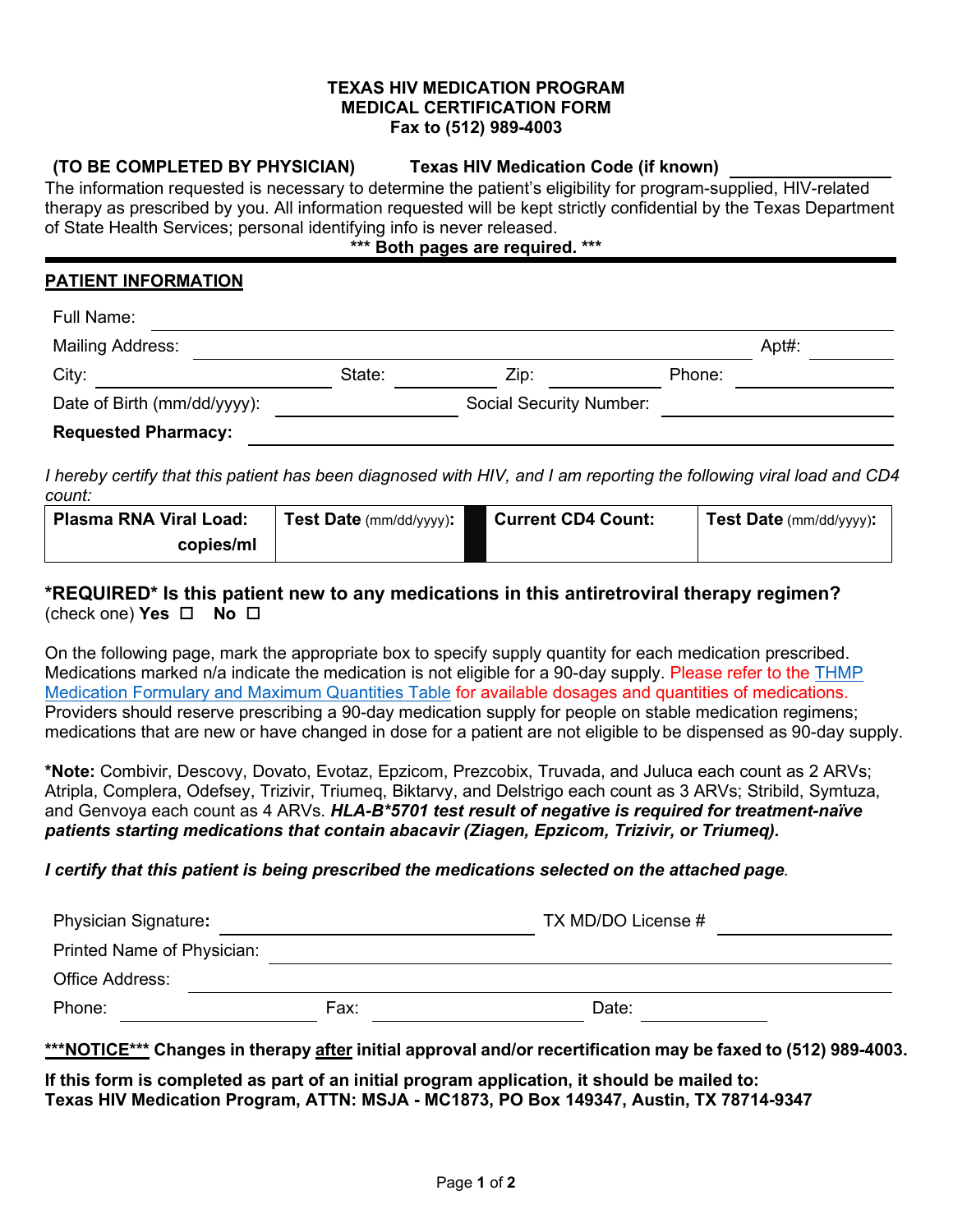# TEXAS HIV MEDICATION PROGRAM
## MEDICAL CERTIFICATION FORM
### Fax to (512) 989-4003

**(TO BE COMPLETED BY PHYSICIAN)** **Texas HIV Medication Code (if known)** ____________

The information requested is necessary to determine the patient's eligibility for program-supplied, HIV-related therapy as prescribed by you. All information requested will be kept strictly confidential by the Texas Department of State Health Services; personal identifying info is never released.

**\*\*\* Both pages are required. \*\*\***

## PATIENT INFORMATION

Full Name: ____________

Mailing Address: ____________ Apt#: ____________

City: ____________ State: ____________ Zip: ____________ Phone: ____________

Date of Birth (mm/dd/yyyy): ____________ Social Security Number: ____________

**Requested Pharmacy:** ____________

*I hereby certify that this patient has been diagnosed with HIV, and I am reporting the following viral load and CD4 count:*

| **Plasma RNA Viral Load:** copies/ml | **Test Date** (mm/dd/yyyy)**:** | **Current CD4 Count:** | **Test Date** (mm/dd/yyyy)**:** |
|---|---|---|---|
| | | | |

### *REQUIRED* Is this patient new to any medications in this antiretroviral therapy regimen?

(check one) **Yes** ☐ **No** ☐

On the following page, mark the appropriate box to specify supply quantity for each medication prescribed. Medications marked n/a indicate the medication is not eligible for a 90-day supply. Please refer to the THMP Medication Formulary and Maximum Quantities Table for available dosages and quantities of medications. Providers should reserve prescribing a 90-day medication supply for people on stable medication regimens; medications that are new or have changed in dose for a patient are not eligible to be dispensed as 90-day supply.

**\*Note:** Combivir, Descovy, Dovato, Evotaz, Epzicom, Prezcobix, Truvada, and Juluca each count as 2 ARVs; Atripla, Complera, Odefsey, Trizivir, Triumeq, Biktarvy, and Delstrigo each count as 3 ARVs; Stribild, Symtuza, and Genvoya each count as 4 ARVs. ***HLA-B\*5701 test result of negative is required for treatment-naïve patients starting medications that contain abacavir (Ziagen, Epzicom, Trizivir, or Triumeq).***

***I certify that this patient is being prescribed the medications selected on the attached page.***

Physician Signature**:** ____________ TX MD/DO License # ____________

Printed Name of Physician: ____________

Office Address: ____________

Phone: ____________ Fax: ____________ Date: ____________

**\*\*\*NOTICE\*\*\* Changes in therapy after initial approval and/or recertification may be faxed to (512) 989-4003.**

**If this form is completed as part of an initial program application, it should be mailed to:**
**Texas HIV Medication Program, ATTN: MSJA - MC1873, PO Box 149347, Austin, TX 78714-9347**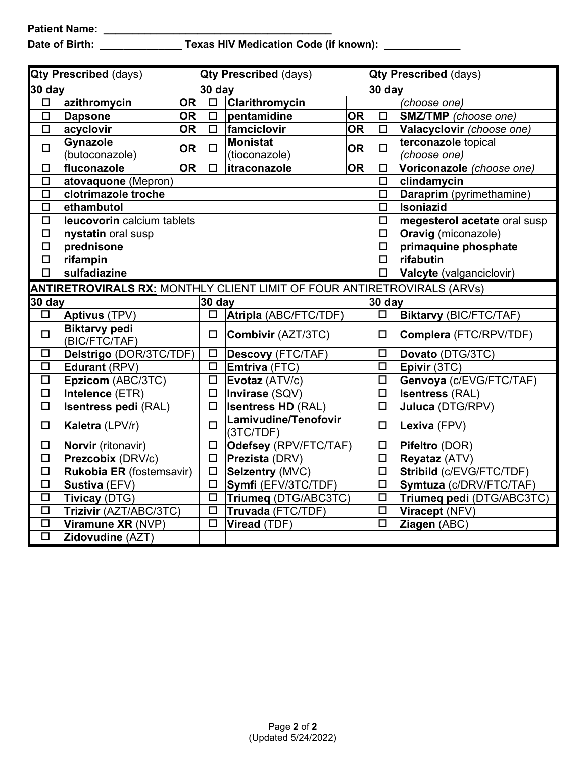**Patient Name:** ______________________________________

**Date of Birth:** _____________ **Texas HIV Medication Code (if known):** ____________

| **Qty Prescribed** (days) | | | **Qty Prescribed** (days) | | | **Qty Prescribed** (days) | |
|---|---|---|---|---|---|---|---|
| **30 day** | | | **30 day** | | | **30 day** | |
| ☐ | **azithromycin** | **OR** | ☐ | **Clarithromycin** | | | *(choose one)* |
| ☐ | **Dapsone** | **OR** | ☐ | **pentamidine** | **OR** | ☐ | **SMZ/TMP** *(choose one)* |
| ☐ | **acyclovir** | **OR** | ☐ | **famciclovir** | **OR** | ☐ | **Valacyclovir** *(choose one)* |
| ☐ | **Gynazole** (butoconazole) | **OR** | ☐ | **Monistat** (tioconazole) | **OR** | ☐ | **terconazole** topical *(choose one)* |
| ☐ | **fluconazole** | **OR** | ☐ | **itraconazole** | **OR** | ☐ | **Voriconazole** *(choose one)* |
| ☐ | **atovaquone** (Mepron) | | | | | ☐ | **clindamycin** |
| ☐ | **clotrimazole troche** | | | | | ☐ | **Daraprim** (pyrimethamine) |
| ☐ | **ethambutol** | | | | | ☐ | **Isoniazid** |
| ☐ | **leucovorin** calcium tablets | | | | | ☐ | **megesterol acetate** oral susp |
| ☐ | **nystatin** oral susp | | | | | ☐ | **Oravig** (miconazole) |
| ☐ | **prednisone** | | | | | ☐ | **primaquine phosphate** |
| ☐ | **rifampin** | | | | | ☐ | **rifabutin** |
| ☐ | **sulfadiazine** | | | | | ☐ | **Valcyte** (valganciclovir) |

**ANTIRETROVIRALS RX:** MONTHLY CLIENT LIMIT OF FOUR ANTIRETROVIRALS (ARVs)

| **30 day** | | **30 day** | | **30 day** | |
|---|---|---|---|---|---|
| ☐ | **Aptivus** (TPV) | ☐ | **Atripla** (ABC/FTC/TDF) | ☐ | **Biktarvy** (BIC/FTC/TAF) |
| ☐ | **Biktarvy pedi** (BIC/FTC/TAF) | ☐ | **Combivir** (AZT/3TC) | ☐ | **Complera** (FTC/RPV/TDF) |
| ☐ | **Delstrigo** (DOR/3TC/TDF) | ☐ | **Descovy** (FTC/TAF) | ☐ | **Dovato** (DTG/3TC) |
| ☐ | **Edurant** (RPV) | ☐ | **Emtriva** (FTC) | ☐ | **Epivir** (3TC) |
| ☐ | **Epzicom** (ABC/3TC) | ☐ | **Evotaz** (ATV/c) | ☐ | **Genvoya** (c/EVG/FTC/TAF) |
| ☐ | **Intelence** (ETR) | ☐ | **Invirase** (SQV) | ☐ | **Isentress** (RAL) |
| ☐ | **Isentress pedi** (RAL) | ☐ | **Isentress HD** (RAL) | ☐ | **Juluca** (DTG/RPV) |
| ☐ | **Kaletra** (LPV/r) | ☐ | **Lamivudine/Tenofovir** (3TC/TDF) | ☐ | **Lexiva** (FPV) |
| ☐ | **Norvir** (ritonavir) | ☐ | **Odefsey** (RPV/FTC/TAF) | ☐ | **Pifeltro** (DOR) |
| ☐ | **Prezcobix** (DRV/c) | ☐ | **Prezista** (DRV) | ☐ | **Reyataz** (ATV) |
| ☐ | **Rukobia ER** (fostemsavir) | ☐ | **Selzentry** (MVC) | ☐ | **Stribild** (c/EVG/FTC/TDF) |
| ☐ | **Sustiva** (EFV) | ☐ | **Symfi** (EFV/3TC/TDF) | ☐ | **Symtuza** (c/DRV/FTC/TAF) |
| ☐ | **Tivicay** (DTG) | ☐ | **Triumeq** (DTG/ABC3TC) | ☐ | **Triumeq pedi** (DTG/ABC3TC) |
| ☐ | **Trizivir** (AZT/ABC/3TC) | ☐ | **Truvada** (FTC/TDF) | ☐ | **Viracept** (NFV) |
| ☐ | **Viramune XR** (NVP) | ☐ | **Viread** (TDF) | ☐ | **Ziagen** (ABC) |
| ☐ | **Zidovudine** (AZT) | | | | |

(Updated 5/24/2022)